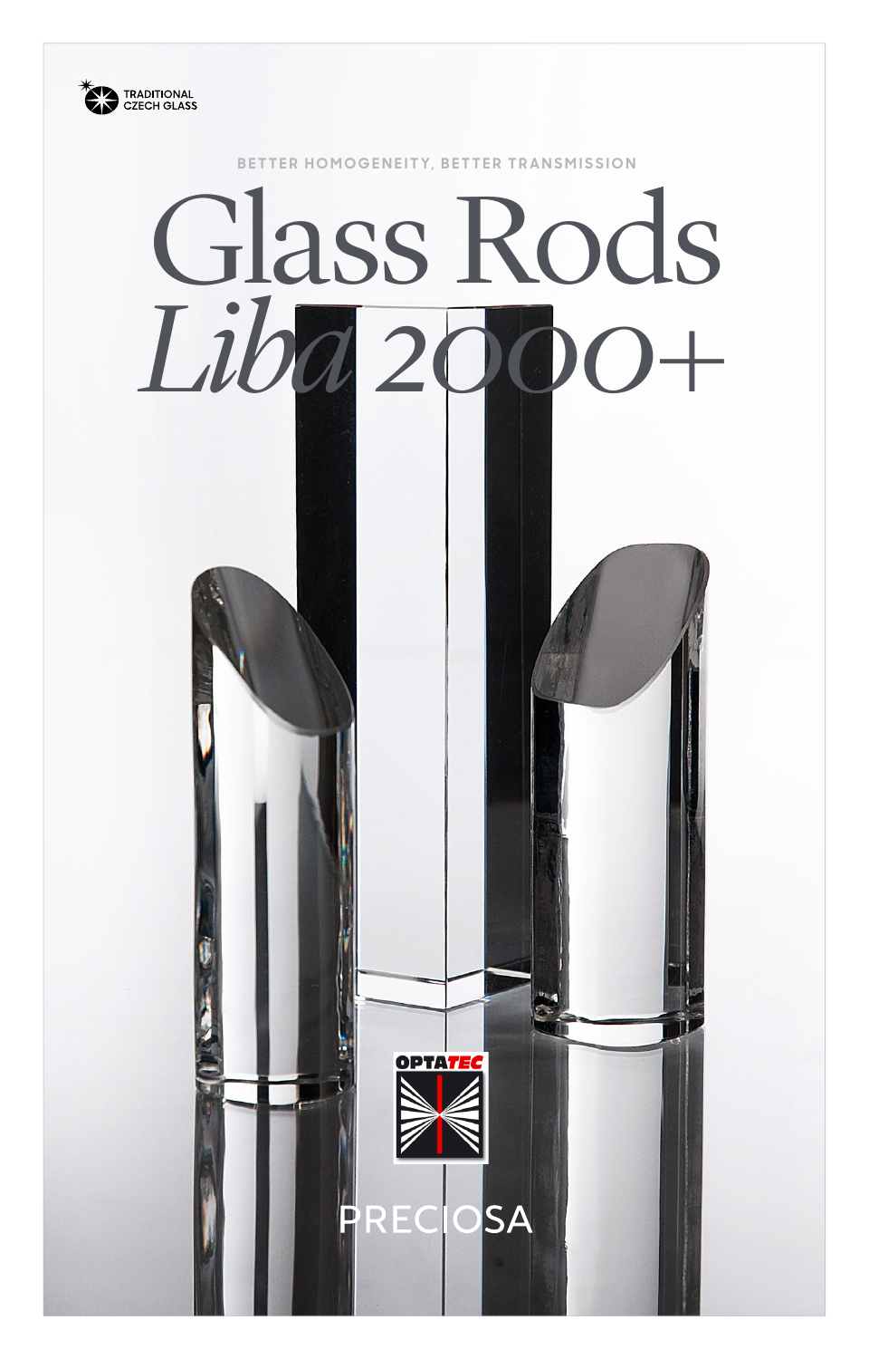TRADITIONAL CZECH GLASS

BETTER HOMOGENEITY, BETTER TRANSMISSION

# Glass Rods *Liba* 2000+

OPTATEC

PRECIOSA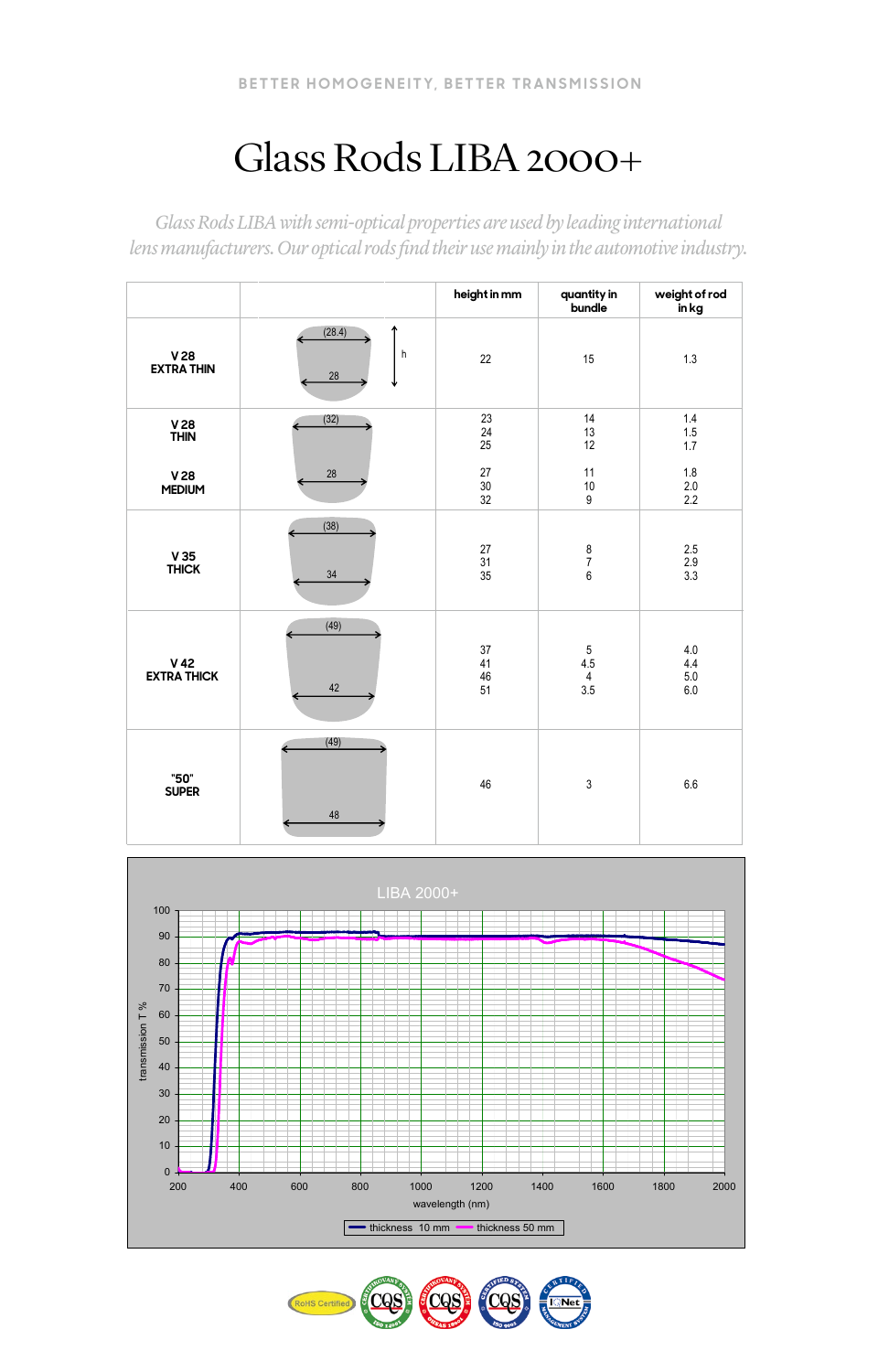BETTER HOMOGENEITY, BETTER TRANSMISSION

# Glass Rods LIBA 2000+

*Glass Rods LIBA with semi-optical properties are used by leading international lens manufacturers. Our optical rods find their use mainly in the automotive industry.*

| | | height in mm | quantity in bundle | weight of rod in kg |
|---|---|---|---|---|
| **V 28 EXTRA THIN** | (28.4) / 28, h | 22 | 15 | 1.3 |
| **V 28 THIN** | (32) / 28 | 23<br>24<br>25 | 14<br>13<br>12 | 1.4<br>1.5<br>1.7 |
| **V 28 MEDIUM** | | 27<br>30<br>32 | 11<br>10<br>9 | 1.8<br>2.0<br>2.2 |
| **V 35 THICK** | (38) / 34 | 27<br>31<br>35 | 8<br>7<br>6 | 2.5<br>2.9<br>3.3 |
| **V 42 EXTRA THICK** | (49) / 42 | 37<br>41<br>46<br>51 | 5<br>4.5<br>4<br>3.5 | 4.0<br>4.4<br>5.0<br>6.0 |
| **"50" SUPER** | (49) / 48 | 46 | 3 | 6.6 |

LIBA 2000+

transmission T % vs. wavelength (nm)

thickness 10 mm — thickness 50 mm

RoHS Certified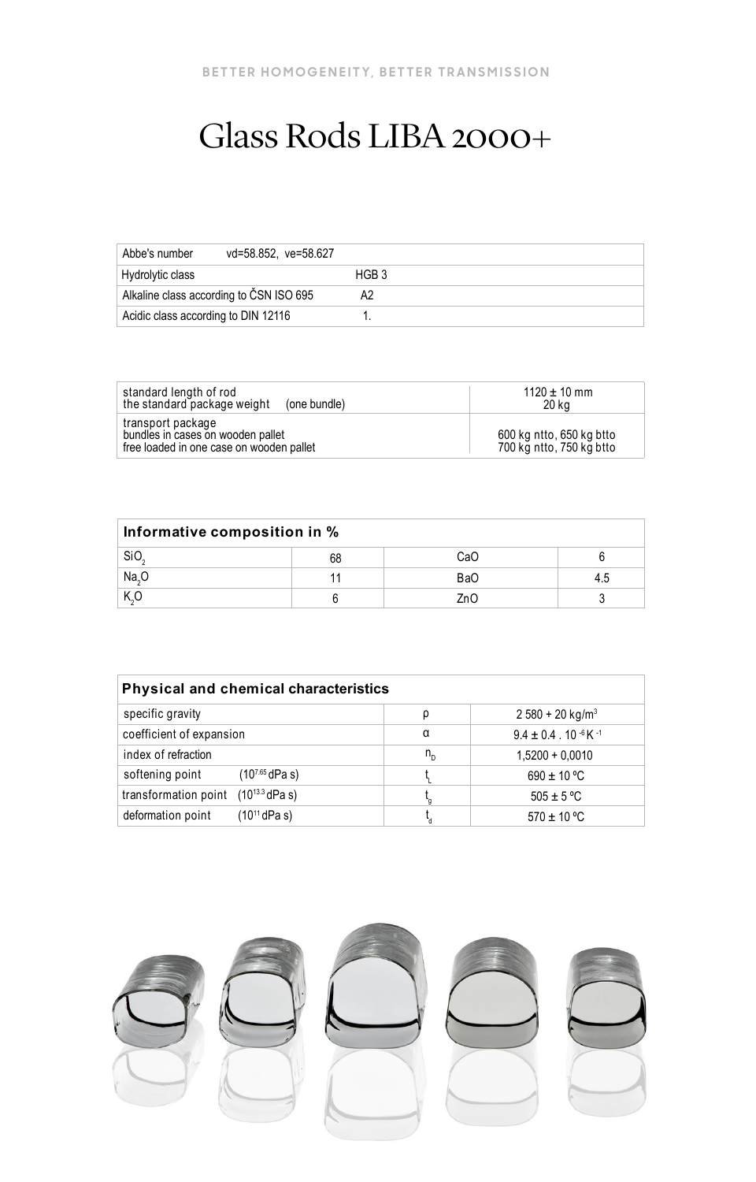BETTER HOMOGENEITY, BETTER TRANSMISSION

# Glass Rods LIBA 2000+

| Abbe's number vd=58.852, ve=58.627 | |
|---|---|
| Hydrolytic class | HGB 3 |
| Alkaline class according to ČSN ISO 695 | A2 |
| Acidic class according to DIN 12116 | 1. |

| | |
|---|---|
| standard length of rod<br>the standard package weight (one bundle) | 1120 ± 10 mm<br>20 kg |
| transport package<br>bundles in cases on wooden pallet<br>free loaded in one case on wooden pallet | <br>600 kg ntto, 650 kg btto<br>700 kg ntto, 750 kg btto |

| **Informative composition in %** | | | |
|---|---|---|---|
| $SiO_2$ | 68 | CaO | 6 |
| $Na_2O$ | 11 | BaO | 4.5 |
| $K_2O$ | 6 | ZnO | 3 |

| **Physical and chemical characteristics** | | |
|---|---|---|
| specific gravity | ρ | 2 580 + 20 $kg/m^3$ |
| coefficient of expansion | α | $9.4 \pm 0.4 \cdot 10^{-6} K^{-1}$ |
| index of refraction | $n_D$ | 1,5200 + 0,0010 |
| softening point ($10^{7.65}$ dPa s) | $t_L$ | 690 ± 10 ºC |
| transformation point ($10^{13.3}$ dPa s) | $t_g$ | 505 ± 5 ºC |
| deformation point ($10^{11}$ dPa s) | $t_d$ | 570 ± 10 ºC |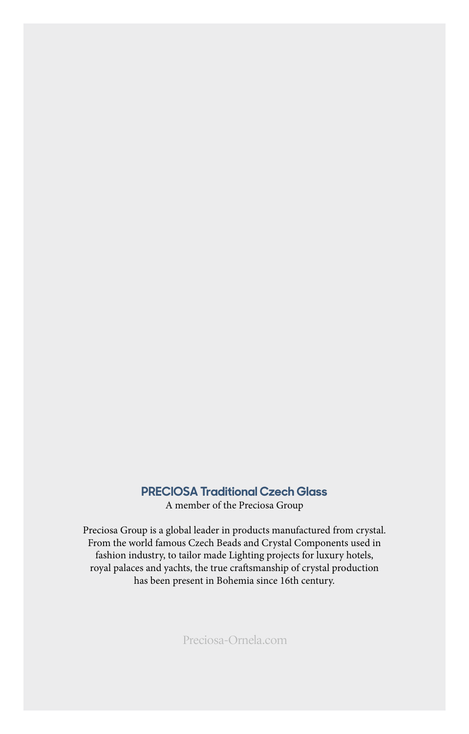## PRECIOSA Traditional Czech Glass

A member of the Preciosa Group

Preciosa Group is a global leader in products manufactured from crystal. From the world famous Czech Beads and Crystal Components used in fashion industry, to tailor made Lighting projects for luxury hotels, royal palaces and yachts, the true craftsmanship of crystal production has been present in Bohemia since 16th century.

Preciosa-Ornela.com